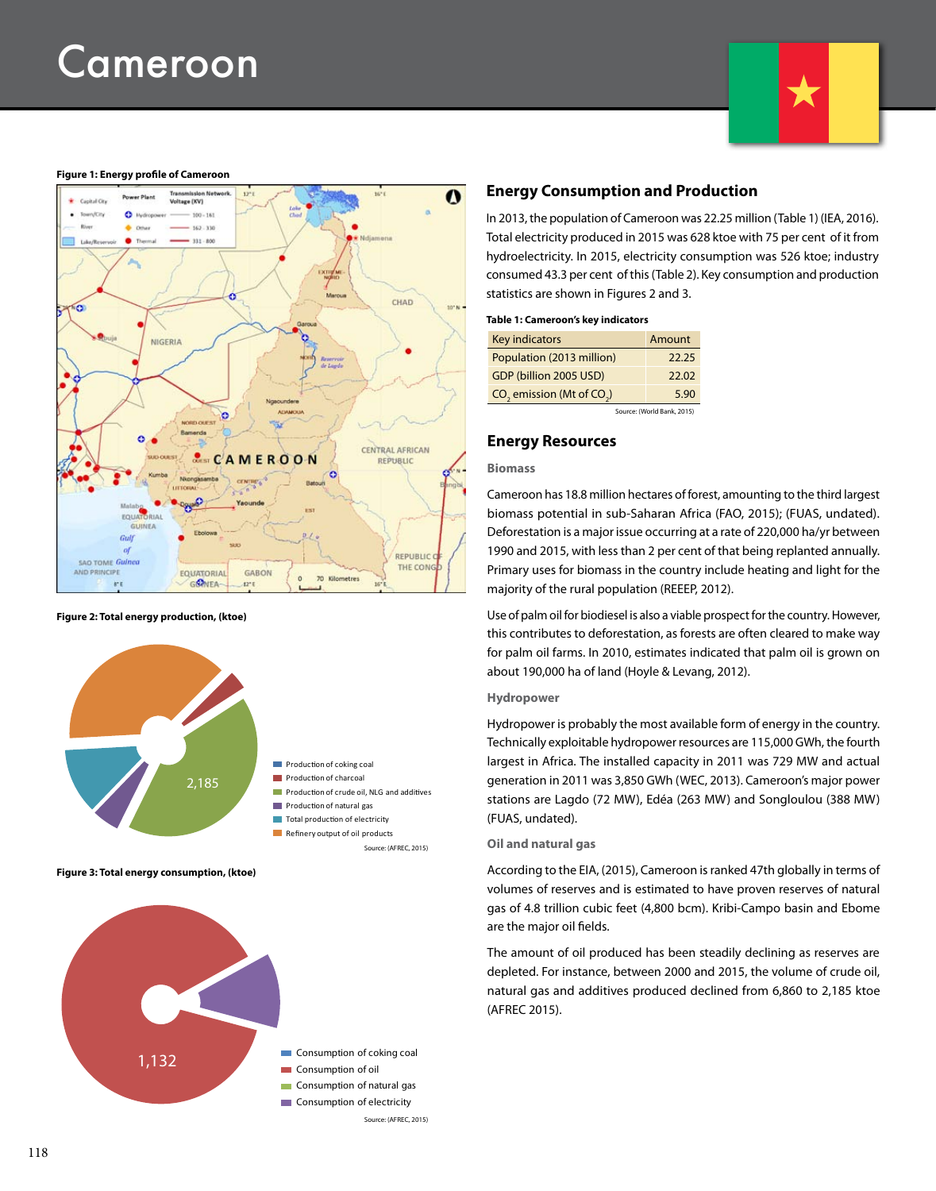# Cameroon

**Figure 1: Energy profile of Cameroon**

**Figure 2: Total energy production, (ktoe)**

- Production of coking coal
- Production of charcoal
- Production of crude oil, NLG and additives
- Production of natural gas
- Total production of electricity
- Refinery output of oil products

2,185

Source: (AFREC, 2015)

**Figure 3: Total energy consumption, (ktoe)**

- Consumption of coking coal
- Consumption of oil
- Consumption of natural gas
- Consumption of electricity

1,132

Source: (AFREC, 2015)

## Energy Consumption and Production

In 2013, the population of Cameroon was 22.25 million (Table 1) (IEA, 2016). Total electricity produced in 2015 was 628 ktoe with 75 per cent of it from hydroelectricity. In 2015, electricity consumption was 526 ktoe; industry consumed 43.3 per cent of this (Table 2). Key consumption and production statistics are shown in Figures 2 and 3.

**Table 1: Cameroon's key indicators**

| Key indicators | Amount |
|---|---|
| Population (2013 million) | 22.25 |
| GDP (billion 2005 USD) | 22.02 |
| $CO_2$ emission (Mt of $CO_2$) | 5.90 |

Source: (World Bank, 2015)

## Energy Resources

### Biomass

Cameroon has 18.8 million hectares of forest, amounting to the third largest biomass potential in sub-Saharan Africa (FAO, 2015); (FUAS, undated). Deforestation is a major issue occurring at a rate of 220,000 ha/yr between 1990 and 2015, with less than 2 per cent of that being replanted annually. Primary uses for biomass in the country include heating and light for the majority of the rural population (REEEP, 2012).

Use of palm oil for biodiesel is also a viable prospect for the country. However, this contributes to deforestation, as forests are often cleared to make way for palm oil farms. In 2010, estimates indicated that palm oil is grown on about 190,000 ha of land (Hoyle & Levang, 2012).

### Hydropower

Hydropower is probably the most available form of energy in the country. Technically exploitable hydropower resources are 115,000 GWh, the fourth largest in Africa. The installed capacity in 2011 was 729 MW and actual generation in 2011 was 3,850 GWh (WEC, 2013). Cameroon's major power stations are Lagdo (72 MW), Edéa (263 MW) and Songloulou (388 MW) (FUAS, undated).

### Oil and natural gas

According to the EIA, (2015), Cameroon is ranked 47th globally in terms of volumes of reserves and is estimated to have proven reserves of natural gas of 4.8 trillion cubic feet (4,800 bcm). Kribi-Campo basin and Ebome are the major oil fields.

The amount of oil produced has been steadily declining as reserves are depleted. For instance, between 2000 and 2015, the volume of crude oil, natural gas and additives produced declined from 6,860 to 2,185 ktoe (AFREC 2015).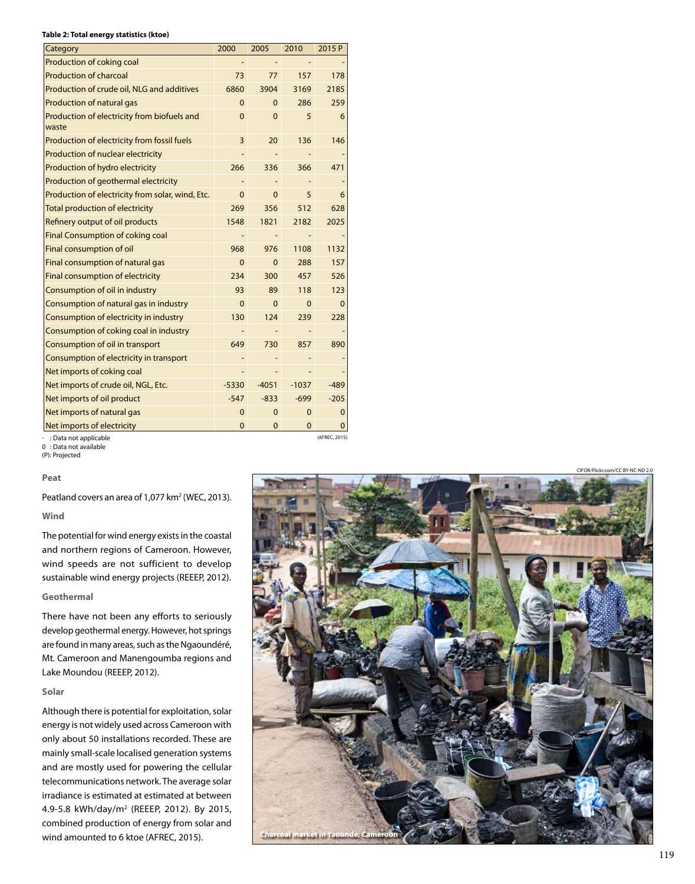**Table 2: Total energy statistics (ktoe)**

| Category | 2000 | 2005 | 2010 | 2015 P |
|---|---|---|---|---|
| Production of coking coal | - | - | - | - |
| Production of charcoal | 73 | 77 | 157 | 178 |
| Production of crude oil, NLG and additives | 6860 | 3904 | 3169 | 2185 |
| Production of natural gas | 0 | 0 | 286 | 259 |
| Production of electricity from biofuels and waste | 0 | 0 | 5 | 6 |
| Production of electricity from fossil fuels | 3 | 20 | 136 | 146 |
| Production of nuclear electricity | - | - | - | - |
| Production of hydro electricity | 266 | 336 | 366 | 471 |
| Production of geothermal electricity | - | - | - | - |
| Production of electricity from solar, wind, Etc. | 0 | 0 | 5 | 6 |
| Total production of electricity | 269 | 356 | 512 | 628 |
| Refinery output of oil products | 1548 | 1821 | 2182 | 2025 |
| Final Consumption of coking coal | - | - | - | - |
| Final consumption of oil | 968 | 976 | 1108 | 1132 |
| Final consumption of natural gas | 0 | 0 | 288 | 157 |
| Final consumption of electricity | 234 | 300 | 457 | 526 |
| Consumption of oil in industry | 93 | 89 | 118 | 123 |
| Consumption of natural gas in industry | 0 | 0 | 0 | 0 |
| Consumption of electricity in industry | 130 | 124 | 239 | 228 |
| Consumption of coking coal in industry | - | - | - | - |
| Consumption of oil in transport | 649 | 730 | 857 | 890 |
| Consumption of electricity in transport | - | - | - | - |
| Net imports of coking coal | - | - | - | - |
| Net imports of crude oil, NGL, Etc. | -5330 | -4051 | -1037 | -489 |
| Net imports of oil product | -547 | -833 | -699 | -205 |
| Net imports of natural gas | 0 | 0 | 0 | 0 |
| Net imports of electricity | 0 | 0 | 0 | 0 |

- : Data not applicable
0 : Data not available
(P): Projected

(AFREC, 2015)

### Peat

Peatland covers an area of 1,077 km² (WEC, 2013).

### Wind

The potential for wind energy exists in the coastal and northern regions of Cameroon. However, wind speeds are not sufficient to develop sustainable wind energy projects (REEEP, 2012).

### Geothermal

There have not been any efforts to seriously develop geothermal energy. However, hot springs are found in many areas, such as the Ngaoundéré, Mt. Cameroon and Manengoumba regions and Lake Moundou (REEEP, 2012).

### Solar

Although there is potential for exploitation, solar energy is not widely used across Cameroon with only about 50 installations recorded. These are mainly small-scale localised generation systems and are mostly used for powering the cellular telecommunications network. The average solar irradiance is estimated at estimated at between 4.9-5.8 kWh/day/m² (REEEP, 2012). By 2015, combined production of energy from solar and wind amounted to 6 ktoe (AFREC, 2015).

CIFOR/Flickr.com/CC BY-NC-ND 2.0

Charcoal market in Yaounde, Cameroon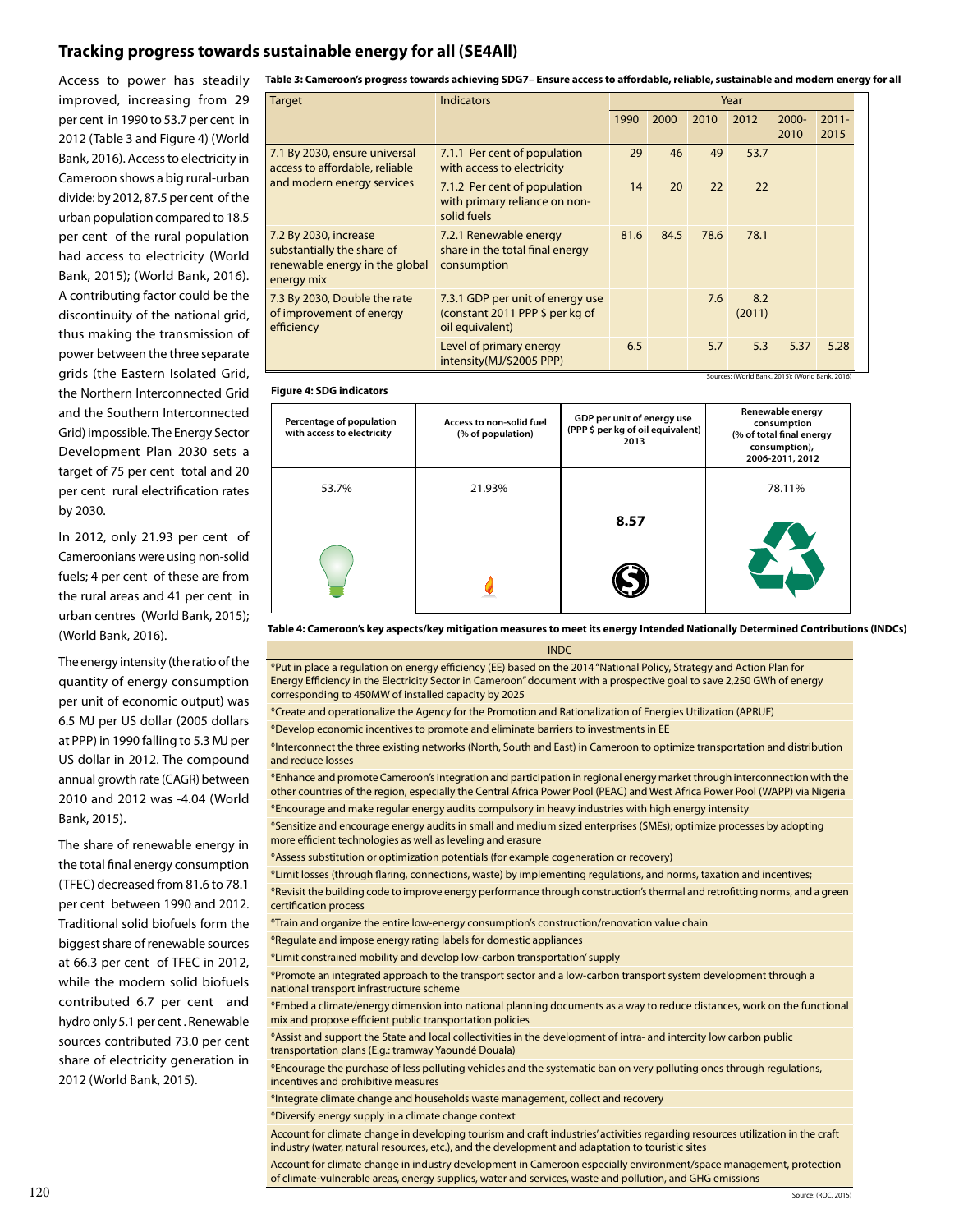## Tracking progress towards sustainable energy for all (SE4All)

Access to power has steadily improved, increasing from 29 per cent in 1990 to 53.7 per cent in 2012 (Table 3 and Figure 4) (World Bank, 2016). Access to electricity in Cameroon shows a big rural-urban divide: by 2012, 87.5 per cent of the urban population compared to 18.5 per cent of the rural population had access to electricity (World Bank, 2015); (World Bank, 2016). A contributing factor could be the discontinuity of the national grid, thus making the transmission of power between the three separate grids (the Eastern Isolated Grid, the Northern Interconnected Grid and the Southern Interconnected Grid) impossible. The Energy Sector Development Plan 2030 sets a target of 75 per cent total and 20 per cent rural electrification rates by 2030.

In 2012, only 21.93 per cent of Cameroonians were using non-solid fuels; 4 per cent of these are from the rural areas and 41 per cent in urban centres (World Bank, 2015); (World Bank, 2016).

The energy intensity (the ratio of the quantity of energy consumption per unit of economic output) was 6.5 MJ per US dollar (2005 dollars at PPP) in 1990 falling to 5.3 MJ per US dollar in 2012. The compound annual growth rate (CAGR) between 2010 and 2012 was -4.04 (World Bank, 2015).

The share of renewable energy in the total final energy consumption (TFEC) decreased from 81.6 to 78.1 per cent between 1990 and 2012. Traditional solid biofuels form the biggest share of renewable sources at 66.3 per cent of TFEC in 2012, while the modern solid biofuels contributed 6.7 per cent and hydro only 5.1 per cent . Renewable sources contributed 73.0 per cent share of electricity generation in 2012 (World Bank, 2015).

**Table 3: Cameroon's progress towards achieving SDG7– Ensure access to affordable, reliable, sustainable and modern energy for all**

| Target | Indicators | Year | | | | | |
|---|---|---|---|---|---|---|---|
| | | 1990 | 2000 | 2010 | 2012 | 2000-2010 | 2011-2015 |
| 7.1 By 2030, ensure universal access to affordable, reliable and modern energy services | 7.1.1 Per cent of population with access to electricity | 29 | 46 | 49 | 53.7 | | |
| | 7.1.2 Per cent of population with primary reliance on non-solid fuels | 14 | 20 | 22 | 22 | | |
| 7.2 By 2030, increase substantially the share of renewable energy in the global energy mix | 7.2.1 Renewable energy share in the total final energy consumption | 81.6 | 84.5 | 78.6 | 78.1 | | |
| 7.3 By 2030, Double the rate of improvement of energy efficiency | 7.3.1 GDP per unit of energy use (constant 2011 PPP $ per kg of oil equivalent) | | | 7.6 | 8.2 (2011) | | |
| | Level of primary energy intensity(MJ/$2005 PPP) | 6.5 | | 5.7 | 5.3 | 5.37 | 5.28 |

Sources: (World Bank, 2015); (World Bank, 2016)

**Figure 4: SDG indicators**

| Percentage of population with access to electricity | Access to non-solid fuel (% of population) | GDP per unit of energy use (PPP $ per kg of oil equivalent) 2013 | Renewable energy consumption (% of total final energy consumption), 2006-2011, 2012 |
|---|---|---|---|
| 53.7% | 21.93% | 8.57 | 78.11% |

**Table 4: Cameroon's key aspects/key mitigation measures to meet its energy Intended Nationally Determined Contributions (INDCs)**

| INDC |
|---|
| *Put in place a regulation on energy efficiency (EE) based on the 2014 "National Policy, Strategy and Action Plan for Energy Efficiency in the Electricity Sector in Cameroon" document with a prospective goal to save 2,250 GWh of energy corresponding to 450MW of installed capacity by 2025 |
| *Create and operationalize the Agency for the Promotion and Rationalization of Energies Utilization (APRUE) |
| *Develop economic incentives to promote and eliminate barriers to investments in EE |
| *Interconnect the three existing networks (North, South and East) in Cameroon to optimize transportation and distribution and reduce losses |
| *Enhance and promote Cameroon's integration and participation in regional energy market through interconnection with the other countries of the region, especially the Central Africa Power Pool (PEAC) and West Africa Power Pool (WAPP) via Nigeria |
| *Encourage and make regular energy audits compulsory in heavy industries with high energy intensity |
| *Sensitize and encourage energy audits in small and medium sized enterprises (SMEs); optimize processes by adopting more efficient technologies as well as leveling and erasure |
| *Assess substitution or optimization potentials (for example cogeneration or recovery) |
| *Limit losses (through flaring, connections, waste) by implementing regulations, and norms, taxation and incentives; |
| *Revisit the building code to improve energy performance through construction's thermal and retrofitting norms, and a green certification process |
| *Train and organize the entire low-energy consumption's construction/renovation value chain |
| *Regulate and impose energy rating labels for domestic appliances |
| *Limit constrained mobility and develop low-carbon transportation' supply |
| *Promote an integrated approach to the transport sector and a low-carbon transport system development through a national transport infrastructure scheme |
| *Embed a climate/energy dimension into national planning documents as a way to reduce distances, work on the functional mix and propose efficient public transportation policies |
| *Assist and support the State and local collectivities in the development of intra- and intercity low carbon public transportation plans (E.g.: tramway Yaoundé Douala) |
| *Encourage the purchase of less polluting vehicles and the systematic ban on very polluting ones through regulations, incentives and prohibitive measures |
| *Integrate climate change and households waste management, collect and recovery |
| *Diversify energy supply in a climate change context |
| Account for climate change in developing tourism and craft industries' activities regarding resources utilization in the craft industry (water, natural resources, etc.), and the development and adaptation to touristic sites |
| Account for climate change in industry development in Cameroon especially environment/space management, protection of climate-vulnerable areas, energy supplies, water and services, waste and pollution, and GHG emissions |

Source: (ROC, 2015)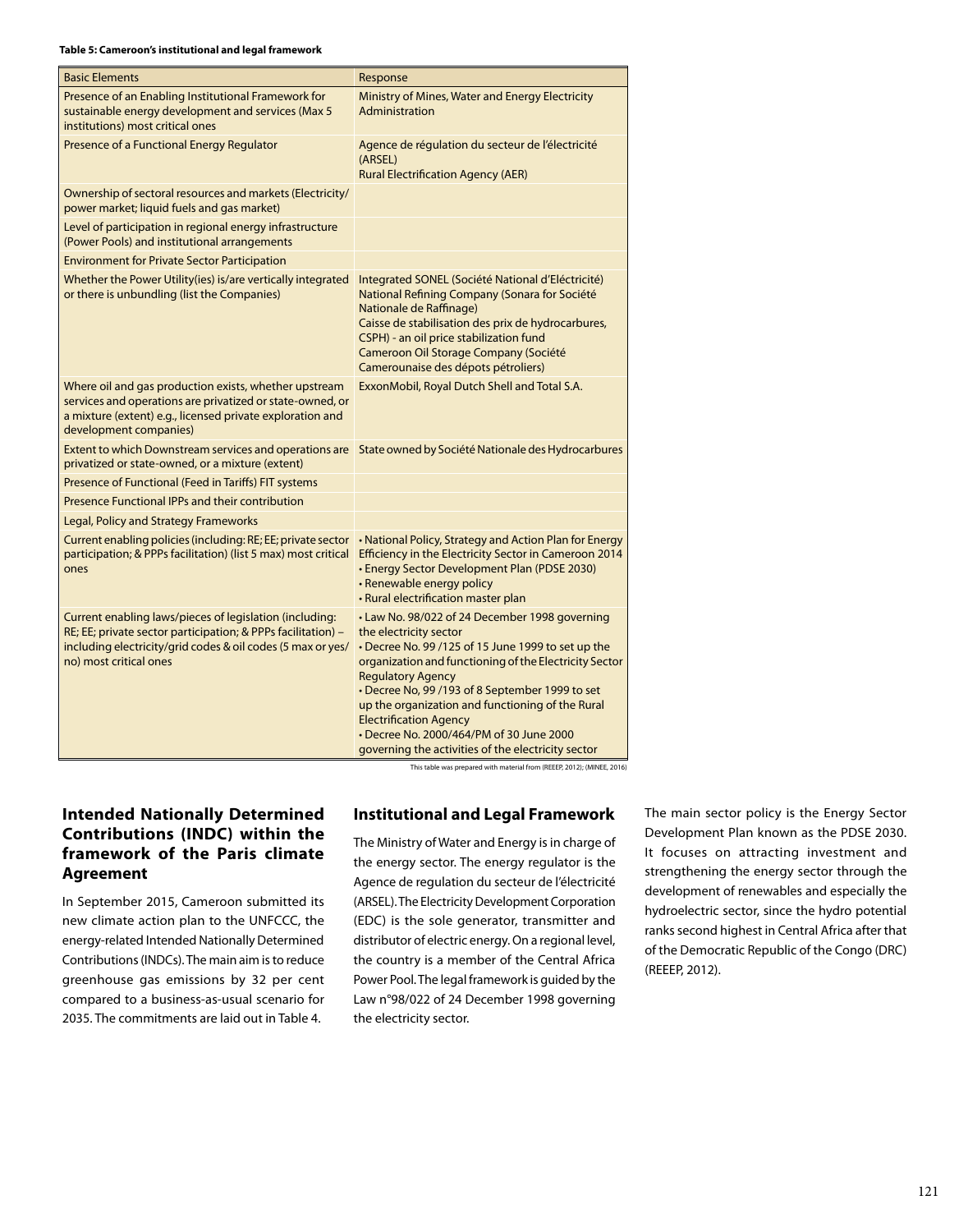**Table 5: Cameroon's institutional and legal framework**

| Basic Elements | Response |
|---|---|
| Presence of an Enabling Institutional Framework for sustainable energy development and services (Max 5 institutions) most critical ones | Ministry of Mines, Water and Energy Electricity Administration |
| Presence of a Functional Energy Regulator | Agence de régulation du secteur de l'électricité (ARSEL)<br>Rural Electrification Agency (AER) |
| Ownership of sectoral resources and markets (Electricity/power market; liquid fuels and gas market) | |
| Level of participation in regional energy infrastructure (Power Pools) and institutional arrangements | |
| Environment for Private Sector Participation | |
| Whether the Power Utility(ies) is/are vertically integrated or there is unbundling (list the Companies) | Integrated SONEL (Société National d'Eléctricité)<br>National Refining Company (Sonara for Société Nationale de Raffinage)<br>Caisse de stabilisation des prix de hydrocarbures, CSPH) - an oil price stabilization fund<br>Cameroon Oil Storage Company (Société Camerounaise des dépots pétroliers) |
| Where oil and gas production exists, whether upstream services and operations are privatized or state-owned, or a mixture (extent) e.g., licensed private exploration and development companies) | ExxonMobil, Royal Dutch Shell and Total S.A. |
| Extent to which Downstream services and operations are privatized or state-owned, or a mixture (extent) | State owned by Société Nationale des Hydrocarbures |
| Presence of Functional (Feed in Tariffs) FIT systems | |
| Presence Functional IPPs and their contribution | |
| Legal, Policy and Strategy Frameworks | |
| Current enabling policies (including: RE; EE; private sector participation; & PPPs facilitation) (list 5 max) most critical ones | • National Policy, Strategy and Action Plan for Energy Efficiency in the Electricity Sector in Cameroon 2014<br>• Energy Sector Development Plan (PDSE 2030)<br>• Renewable energy policy<br>• Rural electrification master plan |
| Current enabling laws/pieces of legislation (including: RE; EE; private sector participation; & PPPs facilitation) – including electricity/grid codes & oil codes (5 max or yes/no) most critical ones | • Law No. 98/022 of 24 December 1998 governing the electricity sector<br>• Decree No. 99 /125 of 15 June 1999 to set up the organization and functioning of the Electricity Sector Regulatory Agency<br>• Decree No, 99 /193 of 8 September 1999 to set up the organization and functioning of the Rural Electrification Agency<br>• Decree No. 2000/464/PM of 30 June 2000 governing the activities of the electricity sector |

This table was prepared with material from (REEEP, 2012); (MINEE, 2016)

## Intended Nationally Determined Contributions (INDC) within the framework of the Paris climate Agreement

In September 2015, Cameroon submitted its new climate action plan to the UNFCCC, the energy-related Intended Nationally Determined Contributions (INDCs). The main aim is to reduce greenhouse gas emissions by 32 per cent compared to a business-as-usual scenario for 2035. The commitments are laid out in Table 4.

## Institutional and Legal Framework

The Ministry of Water and Energy is in charge of the energy sector. The energy regulator is the Agence de regulation du secteur de l'électricité (ARSEL). The Electricity Development Corporation (EDC) is the sole generator, transmitter and distributor of electric energy. On a regional level, the country is a member of the Central Africa Power Pool. The legal framework is guided by the Law n°98/022 of 24 December 1998 governing the electricity sector.

The main sector policy is the Energy Sector Development Plan known as the PDSE 2030. It focuses on attracting investment and strengthening the energy sector through the development of renewables and especially the hydroelectric sector, since the hydro potential ranks second highest in Central Africa after that of the Democratic Republic of the Congo (DRC) (REEEP, 2012).